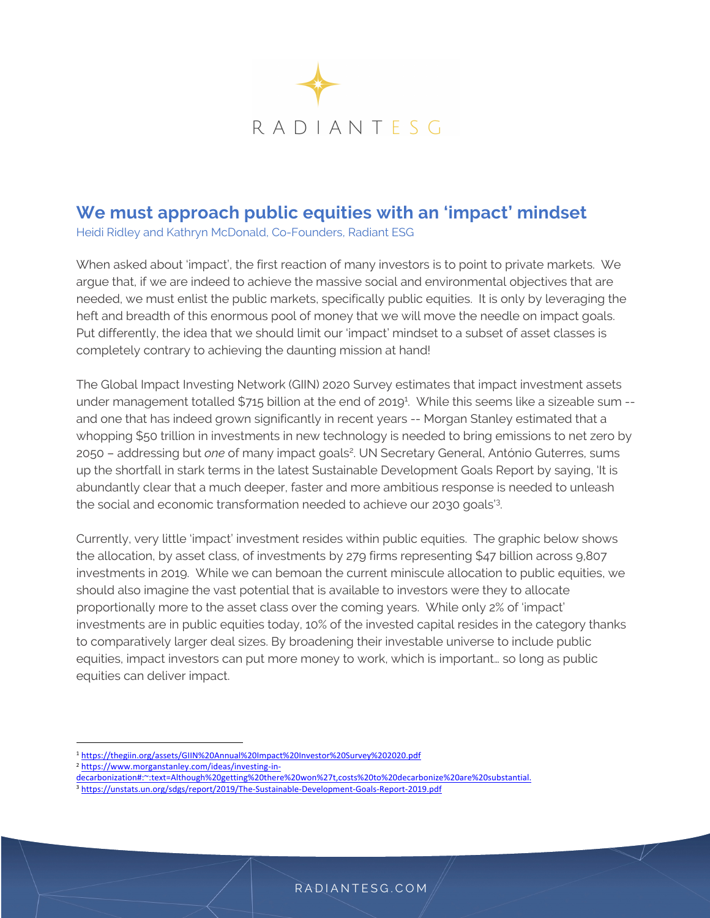RADIANT ESG

# We must approach public equities with an 'impact' mindset

Heidi Ridley and Kathryn McDonald, Co-Founders, Radiant ESG

When asked about 'impact', the first reaction of many investors is to point to private markets. We argue that, if we are indeed to achieve the massive social and environmental objectives that are needed, we must enlist the public markets, specifically public equities. It is only by leveraging the heft and breadth of this enormous pool of money that we will move the needle on impact goals. Put differently, the idea that we should limit our 'impact' mindset to a subset of asset classes is completely contrary to achieving the daunting mission at hand!

The Global Impact Investing Network (GIIN) 2020 Survey estimates that impact investment assets under management totalled $715 billion at the end of 2019[1]. While this seems like a sizeable sum -- and one that has indeed grown significantly in recent years -- Morgan Stanley estimated that a whopping $50 trillion in investments in new technology is needed to bring emissions to net zero by 2050 – addressing but *one* of many impact goals[2]. UN Secretary General, António Guterres, sums up the shortfall in stark terms in the latest Sustainable Development Goals Report by saying, 'It is abundantly clear that a much deeper, faster and more ambitious response is needed to unleash the social and economic transformation needed to achieve our 2030 goals'[3].

Currently, very little 'impact' investment resides within public equities. The graphic below shows the allocation, by asset class, of investments by 279 firms representing $47 billion across 9,807 investments in 2019. While we can bemoan the current miniscule allocation to public equities, we should also imagine the vast potential that is available to investors were they to allocate proportionally more to the asset class over the coming years. While only 2% of 'impact' investments are in public equities today, 10% of the invested capital resides in the category thanks to comparatively larger deal sizes. By broadening their investable universe to include public equities, impact investors can put more money to work, which is important… so long as public equities can deliver impact.

---

[1] https://thegiin.org/assets/GIIN%20Annual%20Impact%20Investor%20Survey%202020.pdf

[2] https://www.morganstanley.com/ideas/investing-in-decarbonization#:~:text=Although%20getting%20there%20won%27t,costs%20to%20decarbonize%20are%20substantial.

[3] https://unstats.un.org/sdgs/report/2019/The-Sustainable-Development-Goals-Report-2019.pdf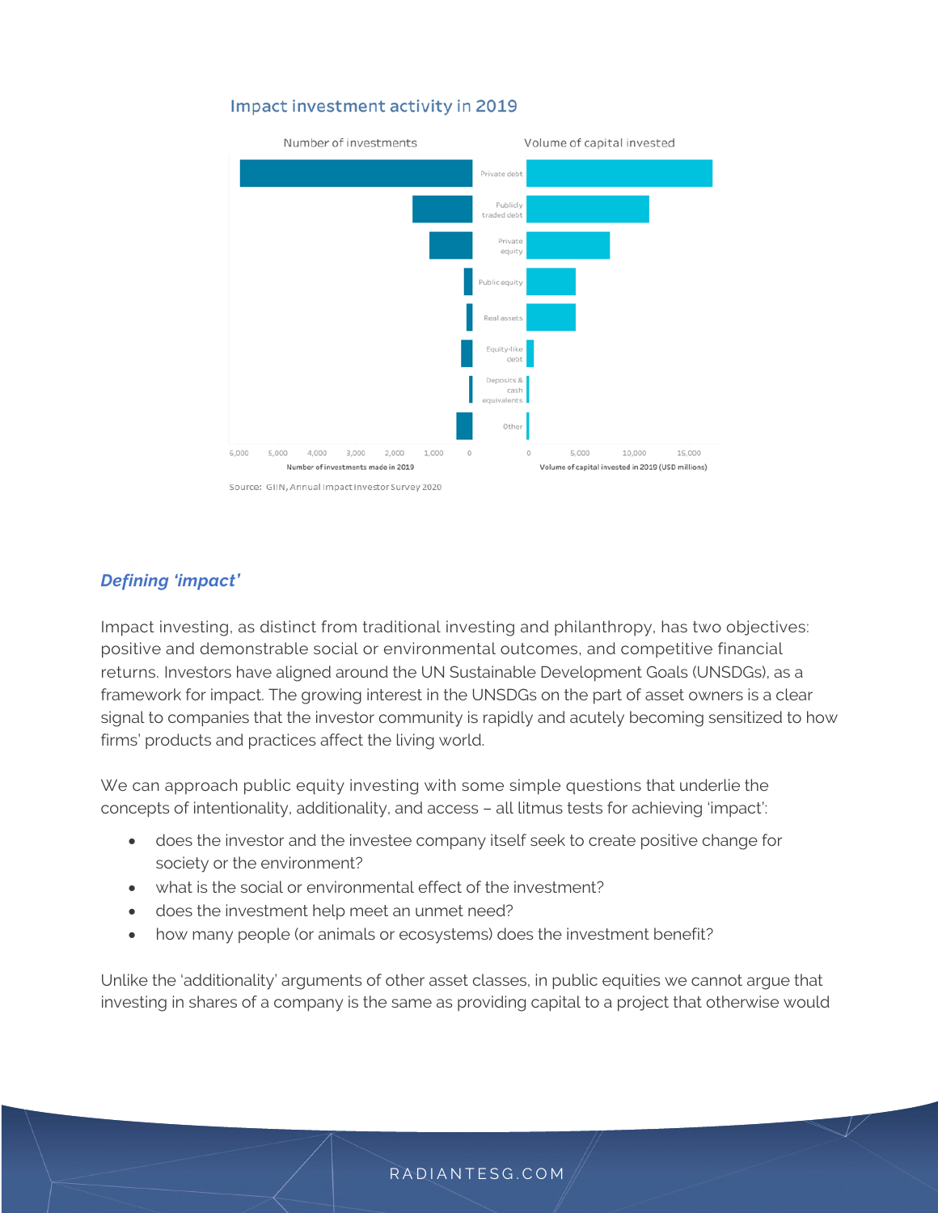Impact investment activity in 2019

Number of investments | Volume of capital invested

Private debt
Publicly traded debt
Private equity
Public equity
Real assets
Equity-like debt
Deposits & cash equivalents
Other

6,000 5,000 4,000 3,000 2,000 1,000 0
Number of investments made in 2019

0 5,000 10,000 15,000
Volume of capital invested in 2019 (USD millions)

Source: GIIN, Annual Impact Investor Survey 2020

### *Defining 'impact'*

Impact investing, as distinct from traditional investing and philanthropy, has two objectives: positive and demonstrable social or environmental outcomes, and competitive financial returns. Investors have aligned around the UN Sustainable Development Goals (UNSDGs), as a framework for impact. The growing interest in the UNSDGs on the part of asset owners is a clear signal to companies that the investor community is rapidly and acutely becoming sensitized to how firms' products and practices affect the living world.

We can approach public equity investing with some simple questions that underlie the concepts of intentionality, additionality, and access – all litmus tests for achieving 'impact':

- does the investor and the investee company itself seek to create positive change for society or the environment?
- what is the social or environmental effect of the investment?
- does the investment help meet an unmet need?
- how many people (or animals or ecosystems) does the investment benefit?

Unlike the 'additionality' arguments of other asset classes, in public equities we cannot argue that investing in shares of a company is the same as providing capital to a project that otherwise would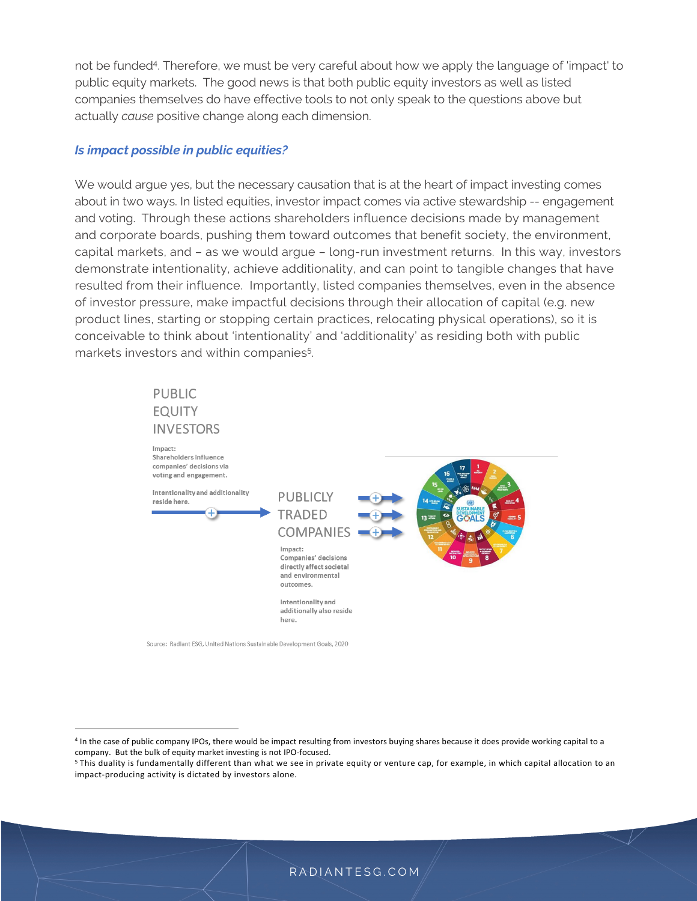not be funded[4]. Therefore, we must be very careful about how we apply the language of 'impact' to public equity markets. The good news is that both public equity investors as well as listed companies themselves do have effective tools to not only speak to the questions above but actually *cause* positive change along each dimension.

### *Is impact possible in public equities?*

We would argue yes, but the necessary causation that is at the heart of impact investing comes about in two ways. In listed equities, investor impact comes via active stewardship -- engagement and voting. Through these actions shareholders influence decisions made by management and corporate boards, pushing them toward outcomes that benefit society, the environment, capital markets, and – as we would argue – long-run investment returns. In this way, investors demonstrate intentionality, achieve additionality, and can point to tangible changes that have resulted from their influence. Importantly, listed companies themselves, even in the absence of investor pressure, make impactful decisions through their allocation of capital (e.g. new product lines, starting or stopping certain practices, relocating physical operations), so it is conceivable to think about 'intentionality' and 'additionality' as residing both with public markets investors and within companies[5].

PUBLIC EQUITY INVESTORS

Impact: Shareholders influence companies' decisions via voting and engagement.

Intentionality and additionality reside here.

PUBLICLY TRADED COMPANIES

Impact: Companies' decisions directly affect societal and environmental outcomes.

Intentionality and additionally also reside here.

Source: Radiant ESG, United Nations Sustainable Development Goals, 2020

---

[4] In the case of public company IPOs, there would be impact resulting from investors buying shares because it does provide working capital to a company. But the bulk of equity market investing is not IPO-focused.

[5] This duality is fundamentally different than what we see in private equity or venture cap, for example, in which capital allocation to an impact-producing activity is dictated by investors alone.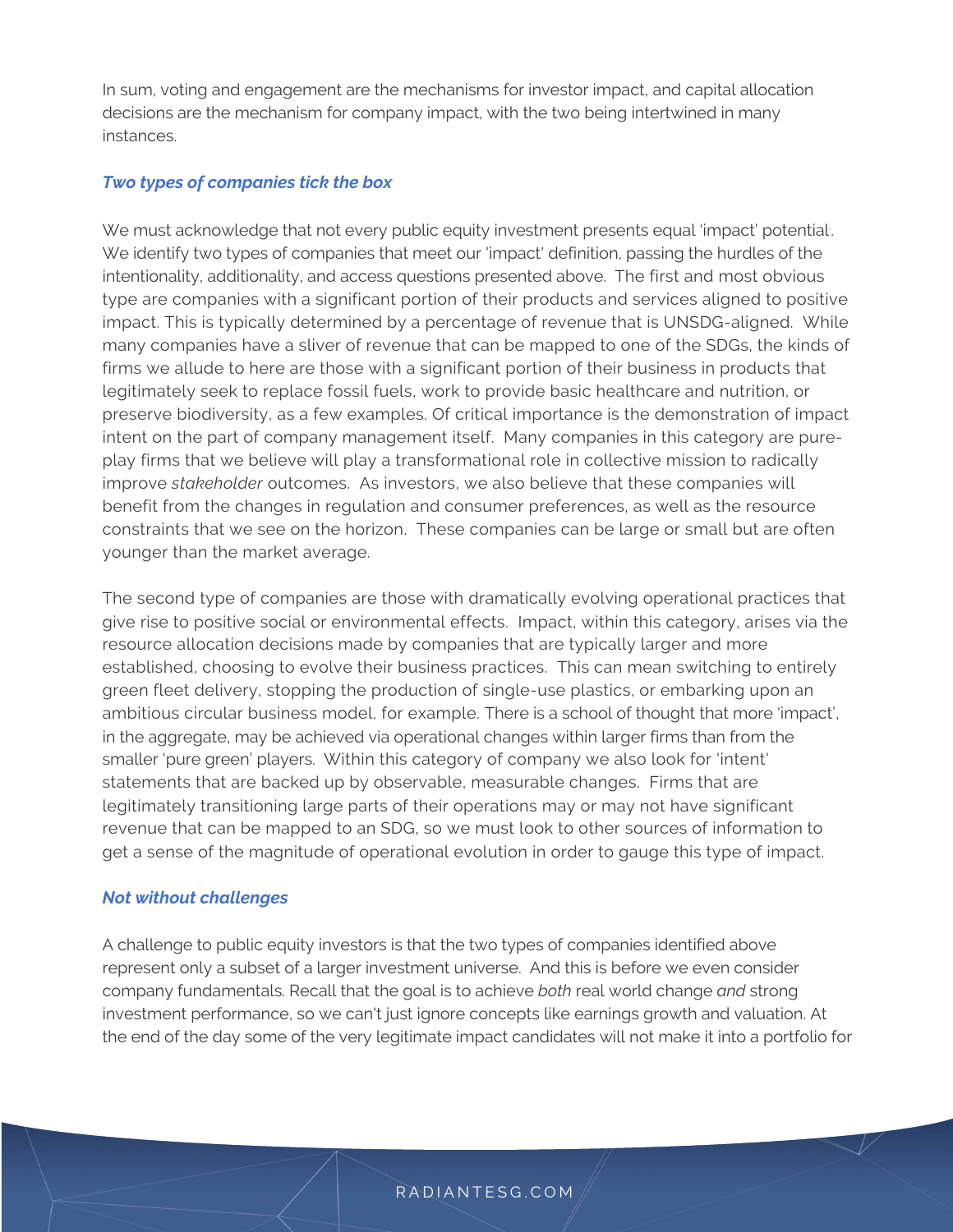In sum, voting and engagement are the mechanisms for investor impact, and capital allocation decisions are the mechanism for company impact, with the two being intertwined in many instances.

### *Two types of companies tick the box*

We must acknowledge that not every public equity investment presents equal 'impact' potential. We identify two types of companies that meet our 'impact' definition, passing the hurdles of the intentionality, additionality, and access questions presented above. The first and most obvious type are companies with a significant portion of their products and services aligned to positive impact. This is typically determined by a percentage of revenue that is UNSDG-aligned. While many companies have a sliver of revenue that can be mapped to one of the SDGs, the kinds of firms we allude to here are those with a significant portion of their business in products that legitimately seek to replace fossil fuels, work to provide basic healthcare and nutrition, or preserve biodiversity, as a few examples. Of critical importance is the demonstration of impact intent on the part of company management itself. Many companies in this category are pure-play firms that we believe will play a transformational role in collective mission to radically improve *stakeholder* outcomes. As investors, we also believe that these companies will benefit from the changes in regulation and consumer preferences, as well as the resource constraints that we see on the horizon. These companies can be large or small but are often younger than the market average.

The second type of companies are those with dramatically evolving operational practices that give rise to positive social or environmental effects. Impact, within this category, arises via the resource allocation decisions made by companies that are typically larger and more established, choosing to evolve their business practices. This can mean switching to entirely green fleet delivery, stopping the production of single-use plastics, or embarking upon an ambitious circular business model, for example. There is a school of thought that more 'impact', in the aggregate, may be achieved via operational changes within larger firms than from the smaller 'pure green' players. Within this category of company we also look for 'intent' statements that are backed up by observable, measurable changes. Firms that are legitimately transitioning large parts of their operations may or may not have significant revenue that can be mapped to an SDG, so we must look to other sources of information to get a sense of the magnitude of operational evolution in order to gauge this type of impact.

### *Not without challenges*

A challenge to public equity investors is that the two types of companies identified above represent only a subset of a larger investment universe. And this is before we even consider company fundamentals. Recall that the goal is to achieve *both* real world change *and* strong investment performance, so we can't just ignore concepts like earnings growth and valuation. At the end of the day some of the very legitimate impact candidates will not make it into a portfolio for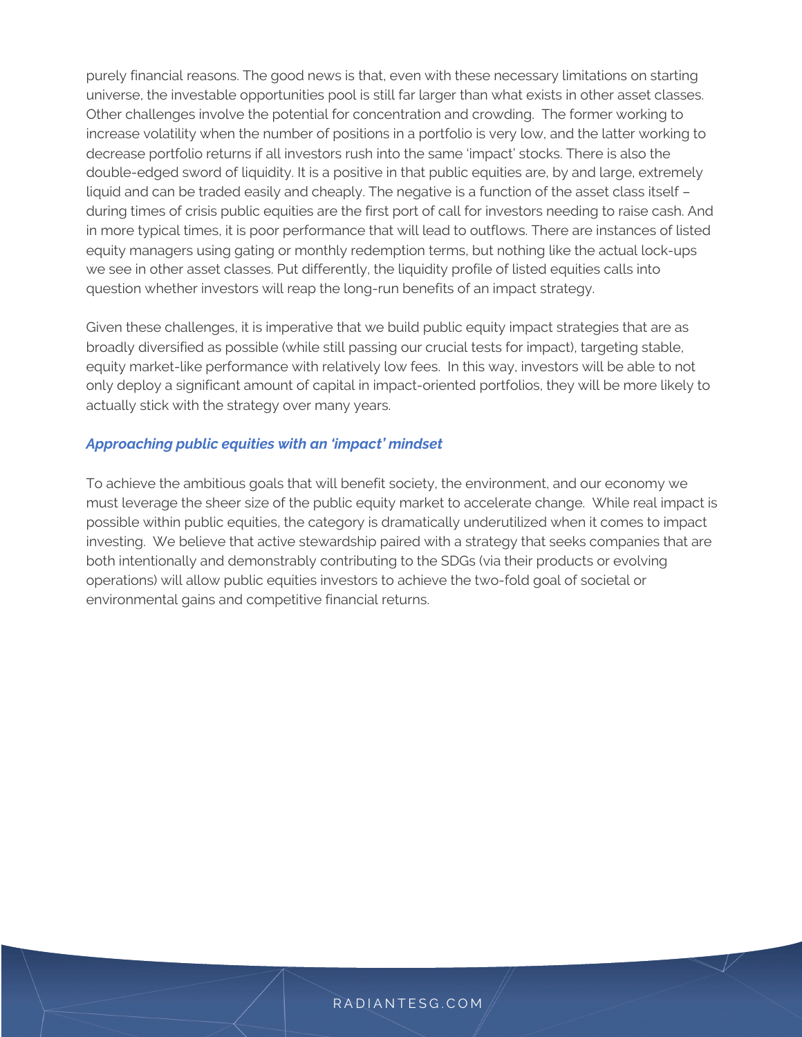purely financial reasons. The good news is that, even with these necessary limitations on starting universe, the investable opportunities pool is still far larger than what exists in other asset classes. Other challenges involve the potential for concentration and crowding. The former working to increase volatility when the number of positions in a portfolio is very low, and the latter working to decrease portfolio returns if all investors rush into the same 'impact' stocks. There is also the double-edged sword of liquidity. It is a positive in that public equities are, by and large, extremely liquid and can be traded easily and cheaply. The negative is a function of the asset class itself – during times of crisis public equities are the first port of call for investors needing to raise cash. And in more typical times, it is poor performance that will lead to outflows. There are instances of listed equity managers using gating or monthly redemption terms, but nothing like the actual lock-ups we see in other asset classes. Put differently, the liquidity profile of listed equities calls into question whether investors will reap the long-run benefits of an impact strategy.

Given these challenges, it is imperative that we build public equity impact strategies that are as broadly diversified as possible (while still passing our crucial tests for impact), targeting stable, equity market-like performance with relatively low fees. In this way, investors will be able to not only deploy a significant amount of capital in impact-oriented portfolios, they will be more likely to actually stick with the strategy over many years.

### *Approaching public equities with an 'impact' mindset*

To achieve the ambitious goals that will benefit society, the environment, and our economy we must leverage the sheer size of the public equity market to accelerate change. While real impact is possible within public equities, the category is dramatically underutilized when it comes to impact investing. We believe that active stewardship paired with a strategy that seeks companies that are both intentionally and demonstrably contributing to the SDGs (via their products or evolving operations) will allow public equities investors to achieve the two-fold goal of societal or environmental gains and competitive financial returns.